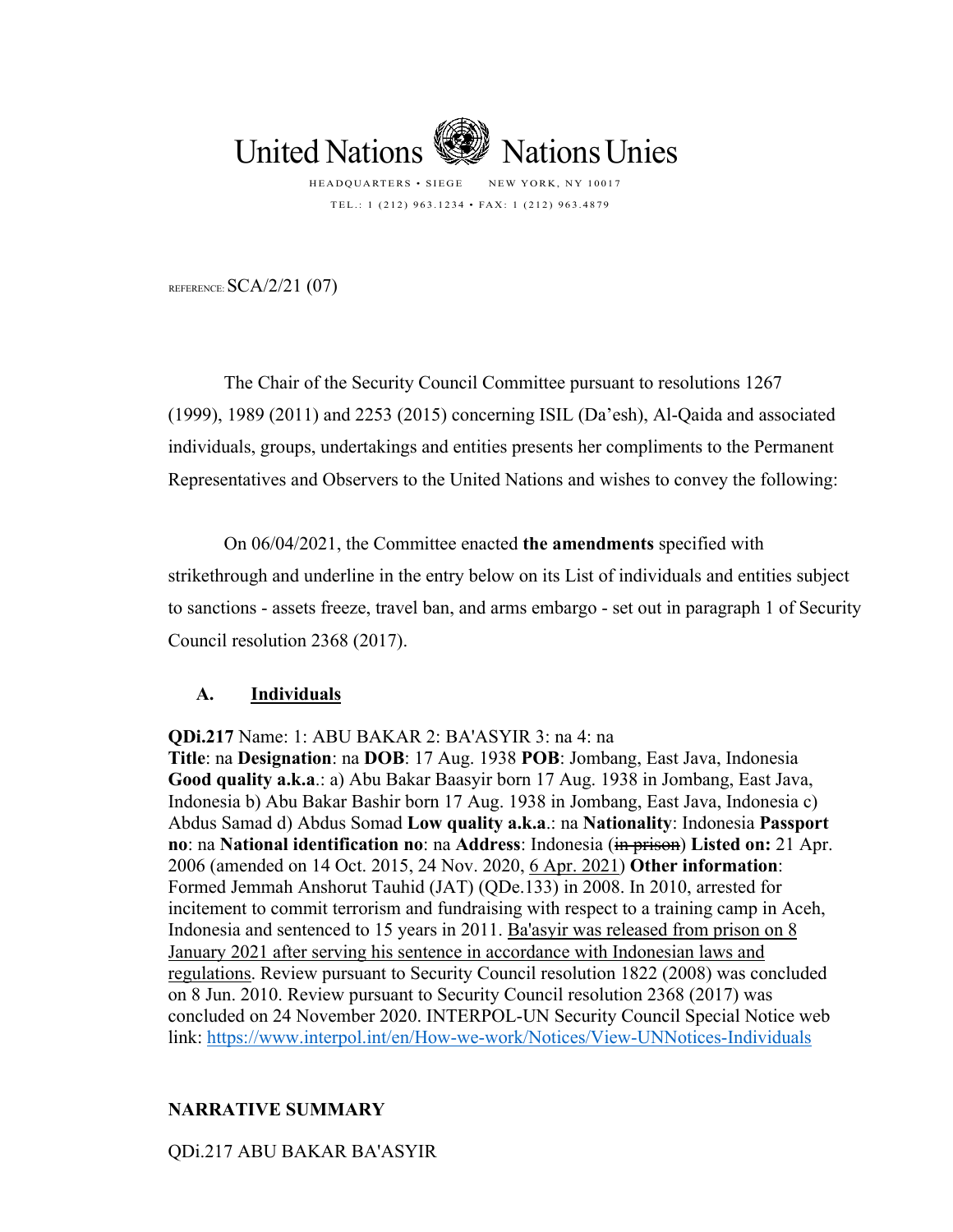United Nations Nations Unies

HEADQUARTERS • SIEGE NEW YORK, NY 10017

TEL.: 1 (212) 963.1234 • FAX: 1 (212) 963.4879

REFERENCE: SCA/2/21 (07)

The Chair of the Security Council Committee pursuant to resolutions 1267 (1999), 1989 (2011) and 2253 (2015) concerning ISIL (Da'esh), Al-Qaida and associated individuals, groups, undertakings and entities presents her compliments to the Permanent Representatives and Observers to the United Nations and wishes to convey the following:

On 06/04/2021, the Committee enacted **the amendments** specified with strikethrough and underline in the entry below on its List of individuals and entities subject to sanctions - assets freeze, travel ban, and arms embargo - set out in paragraph 1 of Security Council resolution 2368 (2017).

## A. Individuals

**QDi.217** Name: 1: ABU BAKAR 2: BA'ASYIR 3: na 4: na
**Title**: na **Designation**: na **DOB**: 17 Aug. 1938 **POB**: Jombang, East Java, Indonesia **Good quality a.k.a.**: a) Abu Bakar Baasyir born 17 Aug. 1938 in Jombang, East Java, Indonesia b) Abu Bakar Bashir born 17 Aug. 1938 in Jombang, East Java, Indonesia c) Abdus Samad d) Abdus Somad **Low quality a.k.a.**: na **Nationality**: Indonesia **Passport no**: na **National identification no**: na **Address**: Indonesia (~~in prison~~) **Listed on:** 21 Apr. 2006 (amended on 14 Oct. 2015, 24 Nov. 2020, <u>6 Apr. 2021</u>) **Other information**: Formed Jemmah Anshorut Tauhid (JAT) (QDe.133) in 2008. In 2010, arrested for incitement to commit terrorism and fundraising with respect to a training camp in Aceh, Indonesia and sentenced to 15 years in 2011. <u>Ba'asyir was released from prison on 8 January 2021 after serving his sentence in accordance with Indonesian laws and regulations</u>. Review pursuant to Security Council resolution 1822 (2008) was concluded on 8 Jun. 2010. Review pursuant to Security Council resolution 2368 (2017) was concluded on 24 November 2020. INTERPOL-UN Security Council Special Notice web link: https://www.interpol.int/en/How-we-work/Notices/View-UNNotices-Individuals

**NARRATIVE SUMMARY**

QDi.217 ABU BAKAR BA'ASYIR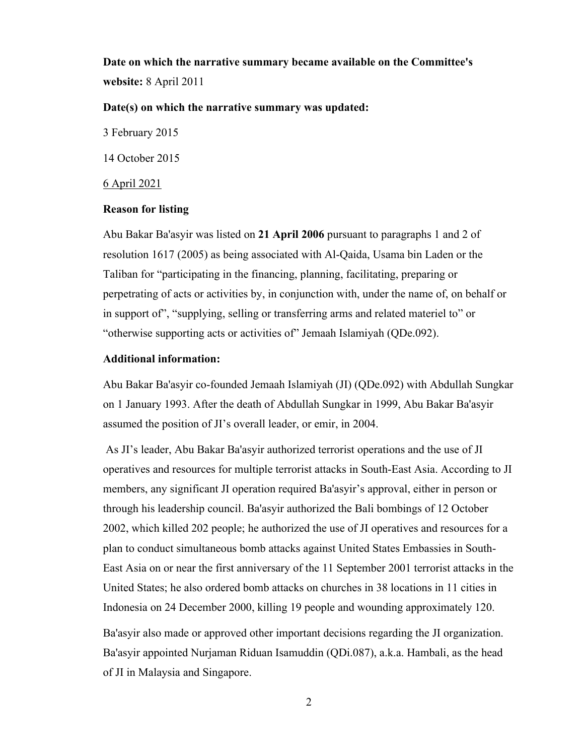**Date on which the narrative summary became available on the Committee's website:** 8 April 2011

**Date(s) on which the narrative summary was updated:**

3 February 2015

14 October 2015

6 April 2021

**Reason for listing**

Abu Bakar Ba'asyir was listed on **21 April 2006** pursuant to paragraphs 1 and 2 of resolution 1617 (2005) as being associated with Al-Qaida, Usama bin Laden or the Taliban for "participating in the financing, planning, facilitating, preparing or perpetrating of acts or activities by, in conjunction with, under the name of, on behalf or in support of", "supplying, selling or transferring arms and related materiel to" or "otherwise supporting acts or activities of" Jemaah Islamiyah (QDe.092).

**Additional information:**

Abu Bakar Ba'asyir co-founded Jemaah Islamiyah (JI) (QDe.092) with Abdullah Sungkar on 1 January 1993. After the death of Abdullah Sungkar in 1999, Abu Bakar Ba'asyir assumed the position of JI's overall leader, or emir, in 2004.

As JI's leader, Abu Bakar Ba'asyir authorized terrorist operations and the use of JI operatives and resources for multiple terrorist attacks in South-East Asia. According to JI members, any significant JI operation required Ba'asyir's approval, either in person or through his leadership council. Ba'asyir authorized the Bali bombings of 12 October 2002, which killed 202 people; he authorized the use of JI operatives and resources for a plan to conduct simultaneous bomb attacks against United States Embassies in South-East Asia on or near the first anniversary of the 11 September 2001 terrorist attacks in the United States; he also ordered bomb attacks on churches in 38 locations in 11 cities in Indonesia on 24 December 2000, killing 19 people and wounding approximately 120.

Ba'asyir also made or approved other important decisions regarding the JI organization. Ba'asyir appointed Nurjaman Riduan Isamuddin (QDi.087), a.k.a. Hambali, as the head of JI in Malaysia and Singapore.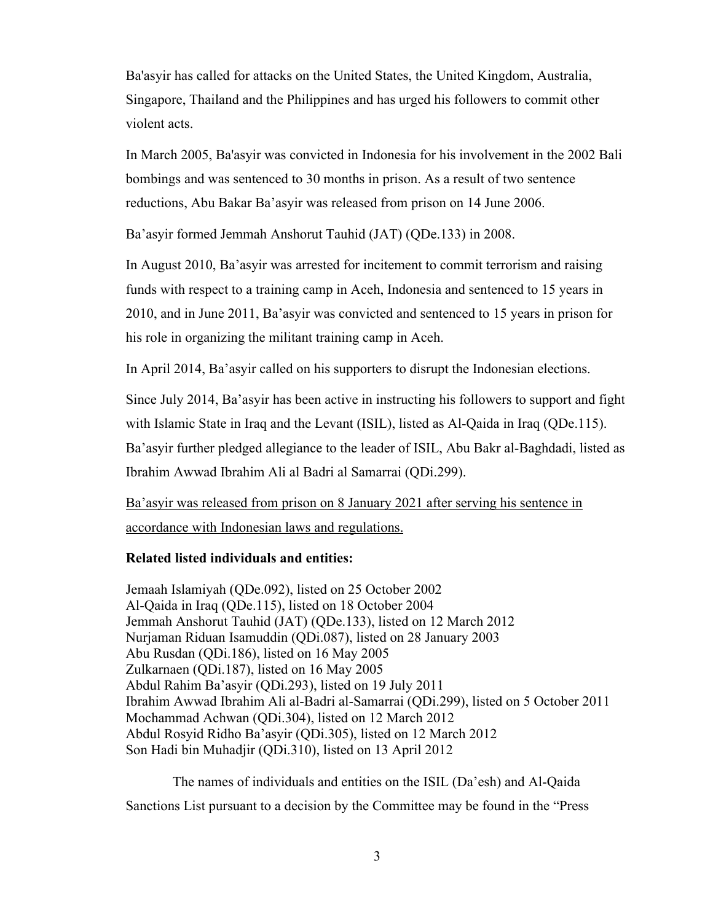Ba'asyir has called for attacks on the United States, the United Kingdom, Australia, Singapore, Thailand and the Philippines and has urged his followers to commit other violent acts.

In March 2005, Ba'asyir was convicted in Indonesia for his involvement in the 2002 Bali bombings and was sentenced to 30 months in prison. As a result of two sentence reductions, Abu Bakar Ba'asyir was released from prison on 14 June 2006.

Ba'asyir formed Jemmah Anshorut Tauhid (JAT) (QDe.133) in 2008.

In August 2010, Ba'asyir was arrested for incitement to commit terrorism and raising funds with respect to a training camp in Aceh, Indonesia and sentenced to 15 years in 2010, and in June 2011, Ba'asyir was convicted and sentenced to 15 years in prison for his role in organizing the militant training camp in Aceh.

In April 2014, Ba'asyir called on his supporters to disrupt the Indonesian elections.

Since July 2014, Ba'asyir has been active in instructing his followers to support and fight with Islamic State in Iraq and the Levant (ISIL), listed as Al-Qaida in Iraq (QDe.115). Ba'asyir further pledged allegiance to the leader of ISIL, Abu Bakr al-Baghdadi, listed as Ibrahim Awwad Ibrahim Ali al Badri al Samarrai (QDi.299).

<u>Ba'asyir was released from prison on 8 January 2021 after serving his sentence in accordance with Indonesian laws and regulations.</u>

**Related listed individuals and entities:**

Jemaah Islamiyah (QDe.092), listed on 25 October 2002
Al-Qaida in Iraq (QDe.115), listed on 18 October 2004
Jemmah Anshorut Tauhid (JAT) (QDe.133), listed on 12 March 2012
Nurjaman Riduan Isamuddin (QDi.087), listed on 28 January 2003
Abu Rusdan (QDi.186), listed on 16 May 2005
Zulkarnaen (QDi.187), listed on 16 May 2005
Abdul Rahim Ba'asyir (QDi.293), listed on 19 July 2011
Ibrahim Awwad Ibrahim Ali al-Badri al-Samarrai (QDi.299), listed on 5 October 2011
Mochammad Achwan (QDi.304), listed on 12 March 2012
Abdul Rosyid Ridho Ba'asyir (QDi.305), listed on 12 March 2012
Son Hadi bin Muhadjir (QDi.310), listed on 13 April 2012

The names of individuals and entities on the ISIL (Da'esh) and Al-Qaida Sanctions List pursuant to a decision by the Committee may be found in the "Press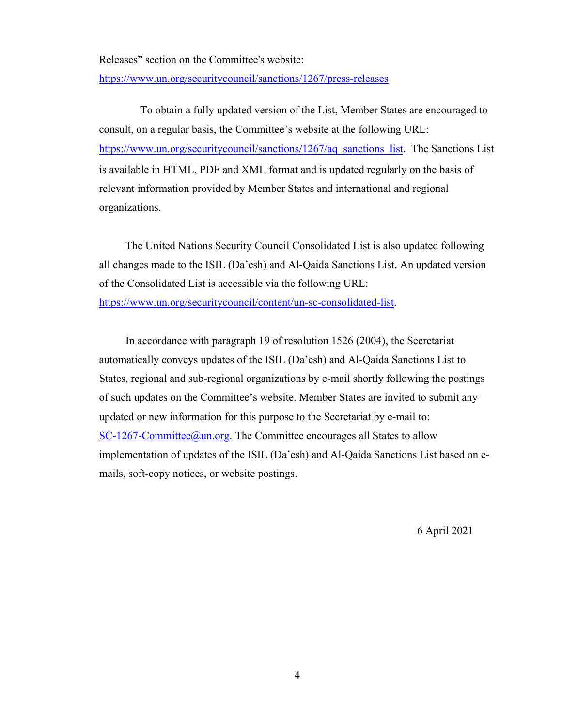Releases" section on the Committee's website:
https://www.un.org/securitycouncil/sanctions/1267/press-releases

To obtain a fully updated version of the List, Member States are encouraged to consult, on a regular basis, the Committee's website at the following URL: https://www.un.org/securitycouncil/sanctions/1267/aq_sanctions_list. The Sanctions List is available in HTML, PDF and XML format and is updated regularly on the basis of relevant information provided by Member States and international and regional organizations.

The United Nations Security Council Consolidated List is also updated following all changes made to the ISIL (Da'esh) and Al-Qaida Sanctions List. An updated version of the Consolidated List is accessible via the following URL: https://www.un.org/securitycouncil/content/un-sc-consolidated-list.

In accordance with paragraph 19 of resolution 1526 (2004), the Secretariat automatically conveys updates of the ISIL (Da'esh) and Al-Qaida Sanctions List to States, regional and sub-regional organizations by e-mail shortly following the postings of such updates on the Committee's website. Member States are invited to submit any updated or new information for this purpose to the Secretariat by e-mail to: SC-1267-Committee@un.org. The Committee encourages all States to allow implementation of updates of the ISIL (Da'esh) and Al-Qaida Sanctions List based on e-mails, soft-copy notices, or website postings.

6 April 2021